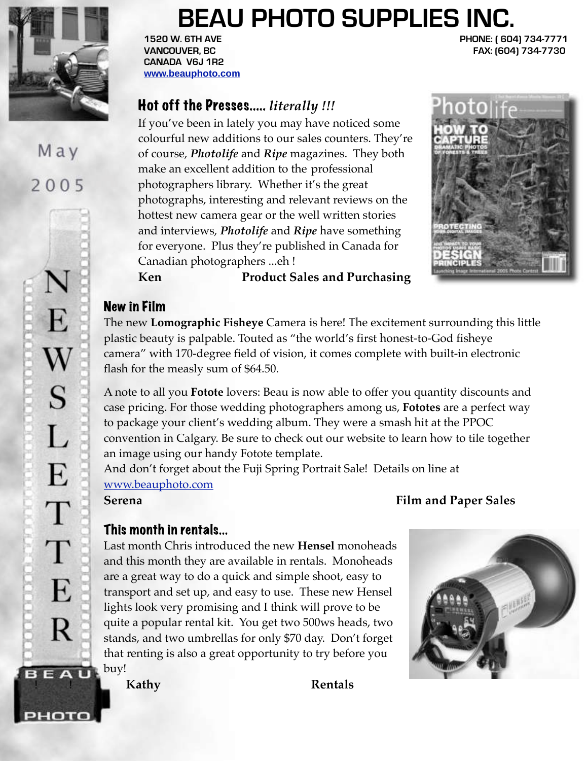# BEAU PHOTO SUPPLIES INC.

1520 W. 6TH AVE
VANCOUVER, BC
CANADA V6J 1R2
www.beauphoto.com

PHONE: ( 604) 734-7771
FAX: (604) 734-7730

May 2005

NEWSLETTER

## Hot off the Presses..... *literally !!!*

If you've been in lately you may have noticed some colourful new additions to our sales counters. They're of course, ***Photolife*** and ***Ripe*** magazines. They both make an excellent addition to the professional photographers library. Whether it's the great photographs, interesting and relevant reviews on the hottest new camera gear or the well written stories and interviews, ***Photolife*** and ***Ripe*** have something for everyone. Plus they're published in Canada for Canadian photographers ...eh !

**Ken** **Product Sales and Purchasing**

## New in Film

The new **Lomographic Fisheye** Camera is here! The excitement surrounding this little plastic beauty is palpable. Touted as "the world's first honest-to-God fisheye camera" with 170-degree field of vision, it comes complete with built-in electronic flash for the measly sum of $64.50.

A note to all you **Fotote** lovers: Beau is now able to offer you quantity discounts and case pricing. For those wedding photographers among us, **Fototes** are a perfect way to package your client's wedding album. They were a smash hit at the PPOC convention in Calgary. Be sure to check out our website to learn how to tile together an image using our handy Fotote template.

And don't forget about the Fuji Spring Portrait Sale! Details on line at www.beauphoto.com

**Serena** **Film and Paper Sales**

## This month in rentals...

Last month Chris introduced the new **Hensel** monoheads and this month they are available in rentals. Monoheads are a great way to do a quick and simple shoot, easy to transport and set up, and easy to use. These new Hensel lights look very promising and I think will prove to be quite a popular rental kit. You get two 500ws heads, two stands, and two umbrellas for only $70 day. Don't forget that renting is also a great opportunity to try before you buy!

**Kathy** **Rentals**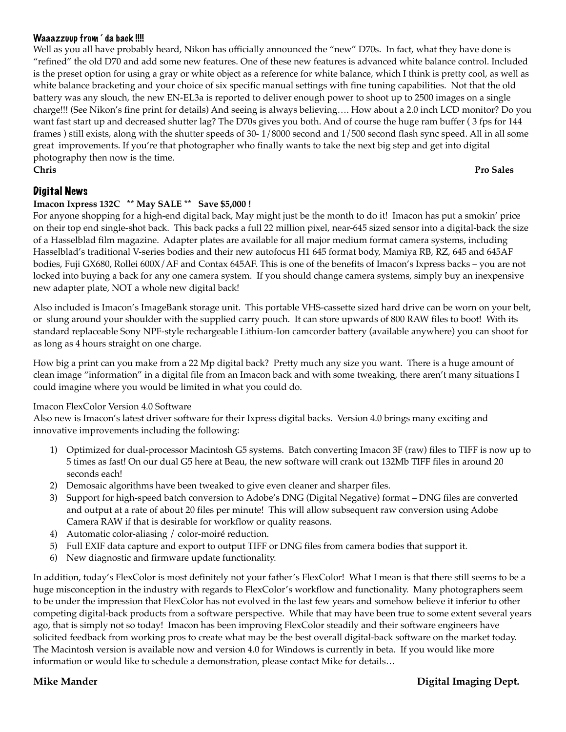### Waaazzuup from ´ da back !!!!

Well as you all have probably heard, Nikon has officially announced the "new" D70s. In fact, what they have done is "refined" the old D70 and add some new features. One of these new features is advanced white balance control. Included is the preset option for using a gray or white object as a reference for white balance, which I think is pretty cool, as well as white balance bracketing and your choice of six specific manual settings with fine tuning capabilities. Not that the old battery was any slouch, the new EN-EL3a is reported to deliver enough power to shoot up to 2500 images on a single charge!!! (See Nikon's fine print for details) And seeing is always believing…. How about a 2.0 inch LCD monitor? Do you want fast start up and decreased shutter lag? The D70s gives you both. And of course the huge ram buffer ( 3 fps for 144 frames ) still exists, along with the shutter speeds of 30- 1/8000 second and 1/500 second flash sync speed. All in all some great improvements. If you're that photographer who finally wants to take the next big step and get into digital photography then now is the time.

**Chris** **Pro Sales**

## Digital News

**Imacon Ixpress 132C ** May SALE ** Save $5,000 !**

For anyone shopping for a high-end digital back, May might just be the month to do it! Imacon has put a smokin' price on their top end single-shot back. This back packs a full 22 million pixel, near-645 sized sensor into a digital-back the size of a Hasselblad film magazine. Adapter plates are available for all major medium format camera systems, including Hasselblad's traditional V-series bodies and their new autofocus H1 645 format body, Mamiya RB, RZ, 645 and 645AF bodies, Fuji GX680, Rollei 600X/AF and Contax 645AF. This is one of the benefits of Imacon's Ixpress backs – you are not locked into buying a back for any one camera system. If you should change camera systems, simply buy an inexpensive new adapter plate, NOT a whole new digital back!

Also included is Imacon's ImageBank storage unit. This portable VHS-cassette sized hard drive can be worn on your belt, or slung around your shoulder with the supplied carry pouch. It can store upwards of 800 RAW files to boot! With its standard replaceable Sony NPF-style rechargeable Lithium-Ion camcorder battery (available anywhere) you can shoot for as long as 4 hours straight on one charge.

How big a print can you make from a 22 Mp digital back? Pretty much any size you want. There is a huge amount of clean image "information" in a digital file from an Imacon back and with some tweaking, there aren't many situations I could imagine where you would be limited in what you could do.

Imacon FlexColor Version 4.0 Software

Also new is Imacon's latest driver software for their Ixpress digital backs. Version 4.0 brings many exciting and innovative improvements including the following:

1) Optimized for dual-processor Macintosh G5 systems. Batch converting Imacon 3F (raw) files to TIFF is now up to 5 times as fast! On our dual G5 here at Beau, the new software will crank out 132Mb TIFF files in around 20 seconds each!
2) Demosaic algorithms have been tweaked to give even cleaner and sharper files.
3) Support for high-speed batch conversion to Adobe's DNG (Digital Negative) format – DNG files are converted and output at a rate of about 20 files per minute! This will allow subsequent raw conversion using Adobe Camera RAW if that is desirable for workflow or quality reasons.
4) Automatic color-aliasing / color-moiré reduction.
5) Full EXIF data capture and export to output TIFF or DNG files from camera bodies that support it.
6) New diagnostic and firmware update functionality.

In addition, today's FlexColor is most definitely not your father's FlexColor! What I mean is that there still seems to be a huge misconception in the industry with regards to FlexColor's workflow and functionality. Many photographers seem to be under the impression that FlexColor has not evolved in the last few years and somehow believe it inferior to other competing digital-back products from a software perspective. While that may have been true to some extent several years ago, that is simply not so today! Imacon has been improving FlexColor steadily and their software engineers have solicited feedback from working pros to create what may be the best overall digital-back software on the market today. The Macintosh version is available now and version 4.0 for Windows is currently in beta. If you would like more information or would like to schedule a demonstration, please contact Mike for details…

**Mike Mander** **Digital Imaging Dept.**